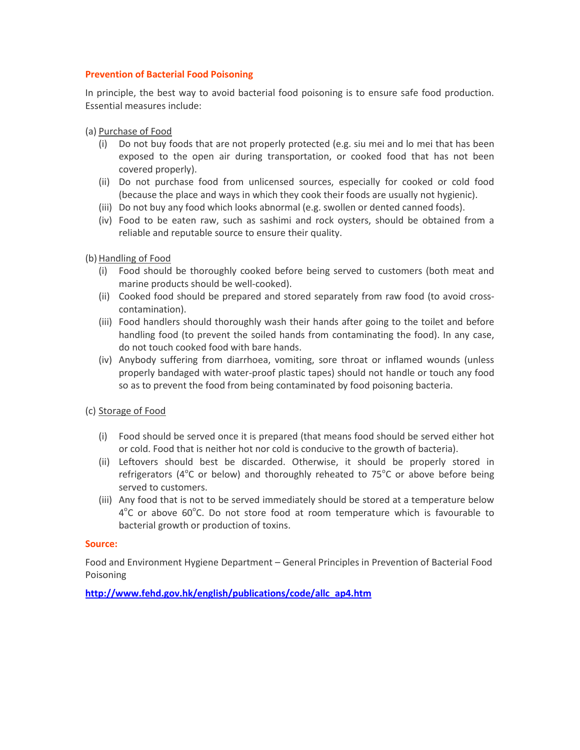## Prevention of Bacterial Food Poisoning

In principle, the best way to avoid bacterial food poisoning is to ensure safe food production. Essential measures include:

(a) Purchase of Food

- (i) Do not buy foods that are not properly protected (e.g. siu mei and lo mei that has been exposed to the open air during transportation, or cooked food that has not been covered properly).
- (ii) Do not purchase food from unlicensed sources, especially for cooked or cold food (because the place and ways in which they cook their foods are usually not hygienic).
- (iii) Do not buy any food which looks abnormal (e.g. swollen or dented canned foods).
- (iv) Food to be eaten raw, such as sashimi and rock oysters, should be obtained from a reliable and reputable source to ensure their quality.

(b) Handling of Food

- (i) Food should be thoroughly cooked before being served to customers (both meat and marine products should be well-cooked).
- (ii) Cooked food should be prepared and stored separately from raw food (to avoid cross-contamination).
- (iii) Food handlers should thoroughly wash their hands after going to the toilet and before handling food (to prevent the soiled hands from contaminating the food). In any case, do not touch cooked food with bare hands.
- (iv) Anybody suffering from diarrhoea, vomiting, sore throat or inflamed wounds (unless properly bandaged with water-proof plastic tapes) should not handle or touch any food so as to prevent the food from being contaminated by food poisoning bacteria.

(c) Storage of Food

- (i) Food should be served once it is prepared (that means food should be served either hot or cold. Food that is neither hot nor cold is conducive to the growth of bacteria).
- (ii) Leftovers should best be discarded. Otherwise, it should be properly stored in refrigerators ($4^{\circ}$C or below) and thoroughly reheated to $75^{\circ}$C or above before being served to customers.
- (iii) Any food that is not to be served immediately should be stored at a temperature below $4^{\circ}$C or above $60^{\circ}$C. Do not store food at room temperature which is favourable to bacterial growth or production of toxins.

**Source:**

Food and Environment Hygiene Department – General Principles in Prevention of Bacterial Food Poisoning

**http://www.fehd.gov.hk/english/publications/code/allc_ap4.htm**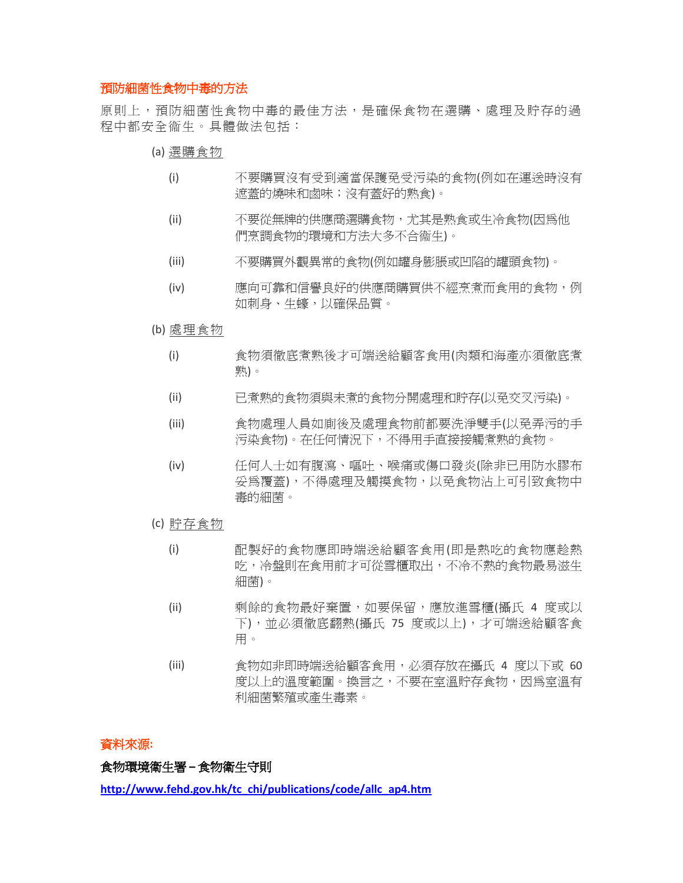## 預防細菌性食物中毒的方法

原則上，預防細菌性食物中毒的最佳方法，是確保食物在選購、處理及貯存的過程中都安全衞生。具體做法包括：

(a) 選購食物

- (i) 不要購買沒有受到適當保護免受污染的食物(例如在運送時沒有遮蓋的燒味和鹵味；沒有蓋好的熟食)。
- (ii) 不要從無牌的供應商選購食物，尤其是熟食或生冷食物(因爲他們烹調食物的環境和方法大多不合衞生)。
- (iii) 不要購買外觀異常的食物(例如罐身膨脹或凹陷的罐頭食物)。
- (iv) 應向可靠和信譽良好的供應商購買供不經烹煮而食用的食物，例如刺身、生蠔，以確保品質。

(b) 處理食物

- (i) 食物須徹底煮熟後才可端送給顧客食用(肉類和海產亦須徹底煮熟)。
- (ii) 已煮熟的食物須與未煮的食物分開處理和貯存(以免交叉污染)。
- (iii) 食物處理人員如廁後及處理食物前都要洗淨雙手(以免弄污的手污染食物)。在任何情況下，不得用手直接接觸煮熟的食物。
- (iv) 任何人士如有腹瀉、嘔吐、喉痛或傷口發炎(除非已用防水膠布妥爲覆蓋)，不得處理及觸摸食物，以免食物沾上可引致食物中毒的細菌。

(c) 貯存食物

- (i) 配製好的食物應即時端送給顧客食用(即是熱吃的食物應趁熱吃，冷盤則在食用前才可從雪櫃取出，不冷不熱的食物最易滋生細菌)。
- (ii) 剩餘的食物最好棄置，如要保留，應放進雪櫃(攝氏 4 度或以下)，並必須徹底翻熱(攝氏 75 度或以上)，才可端送給顧客食用。
- (iii) 食物如非即時端送給顧客食用，必須存放在攝氏 4 度以下或 60 度以上的溫度範圍。換言之，不要在室溫貯存食物，因爲室溫有利細菌繁殖或產生毒素。

**資料來源:**

**食物環境衞生署 – 食物衞生守則**

http://www.fehd.gov.hk/tc_chi/publications/code/allc_ap4.htm